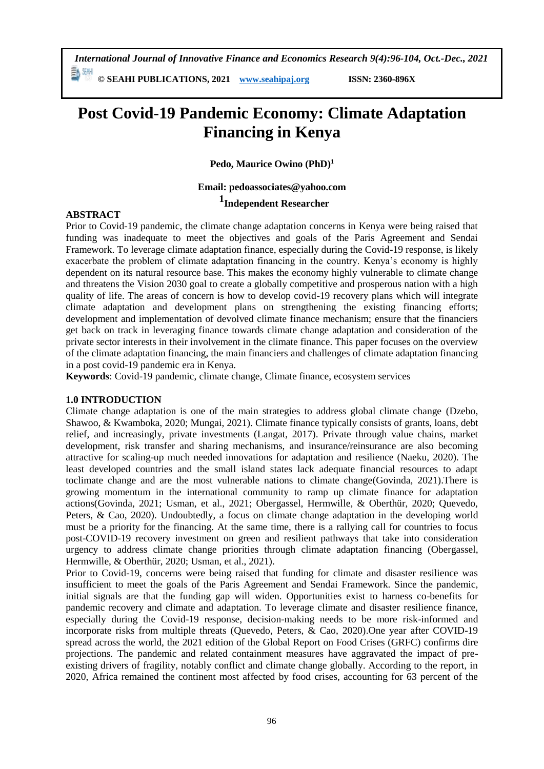# Post Covid-19 Pandemic Economy: Climate Adaptation Financing in Kenya

**Pedo, Maurice Owino (PhD)[1]**

**Email: pedoassociates@yahoo.com**

**[1]Independent Researcher**

## ABSTRACT

Prior to Covid-19 pandemic, the climate change adaptation concerns in Kenya were being raised that funding was inadequate to meet the objectives and goals of the Paris Agreement and Sendai Framework. To leverage climate adaptation finance, especially during the Covid-19 response, is likely exacerbate the problem of climate adaptation financing in the country. Kenya's economy is highly dependent on its natural resource base. This makes the economy highly vulnerable to climate change and threatens the Vision 2030 goal to create a globally competitive and prosperous nation with a high quality of life. The areas of concern is how to develop covid-19 recovery plans which will integrate climate adaptation and development plans on strengthening the existing financing efforts; development and implementation of devolved climate finance mechanism; ensure that the financiers get back on track in leveraging finance towards climate change adaptation and consideration of the private sector interests in their involvement in the climate finance. This paper focuses on the overview of the climate adaptation financing, the main financiers and challenges of climate adaptation financing in a post covid-19 pandemic era in Kenya.

**Keywords**: Covid-19 pandemic, climate change, Climate finance, ecosystem services

## 1.0 INTRODUCTION

Climate change adaptation is one of the main strategies to address global climate change (Dzebo, Shawoo, & Kwamboka, 2020; Mungai, 2021). Climate finance typically consists of grants, loans, debt relief, and increasingly, private investments (Langat, 2017). Private through value chains, market development, risk transfer and sharing mechanisms, and insurance/reinsurance are also becoming attractive for scaling-up much needed innovations for adaptation and resilience (Naeku, 2020). The least developed countries and the small island states lack adequate financial resources to adapt toclimate change and are the most vulnerable nations to climate change(Govinda, 2021).There is growing momentum in the international community to ramp up climate finance for adaptation actions(Govinda, 2021; Usman, et al., 2021; Obergassel, Hermwille, & Oberthür, 2020; Quevedo, Peters, & Cao, 2020). Undoubtedly, a focus on climate change adaptation in the developing world must be a priority for the financing. At the same time, there is a rallying call for countries to focus post-COVID-19 recovery investment on green and resilient pathways that take into consideration urgency to address climate change priorities through climate adaptation financing (Obergassel, Hermwille, & Oberthür, 2020; Usman, et al., 2021).

Prior to Covid-19, concerns were being raised that funding for climate and disaster resilience was insufficient to meet the goals of the Paris Agreement and Sendai Framework. Since the pandemic, initial signals are that the funding gap will widen. Opportunities exist to harness co-benefits for pandemic recovery and climate and adaptation. To leverage climate and disaster resilience finance, especially during the Covid-19 response, decision-making needs to be more risk-informed and incorporate risks from multiple threats (Quevedo, Peters, & Cao, 2020).One year after COVID-19 spread across the world, the 2021 edition of the Global Report on Food Crises (GRFC) confirms dire projections. The pandemic and related containment measures have aggravated the impact of pre-existing drivers of fragility, notably conflict and climate change globally. According to the report, in 2020, Africa remained the continent most affected by food crises, accounting for 63 percent of the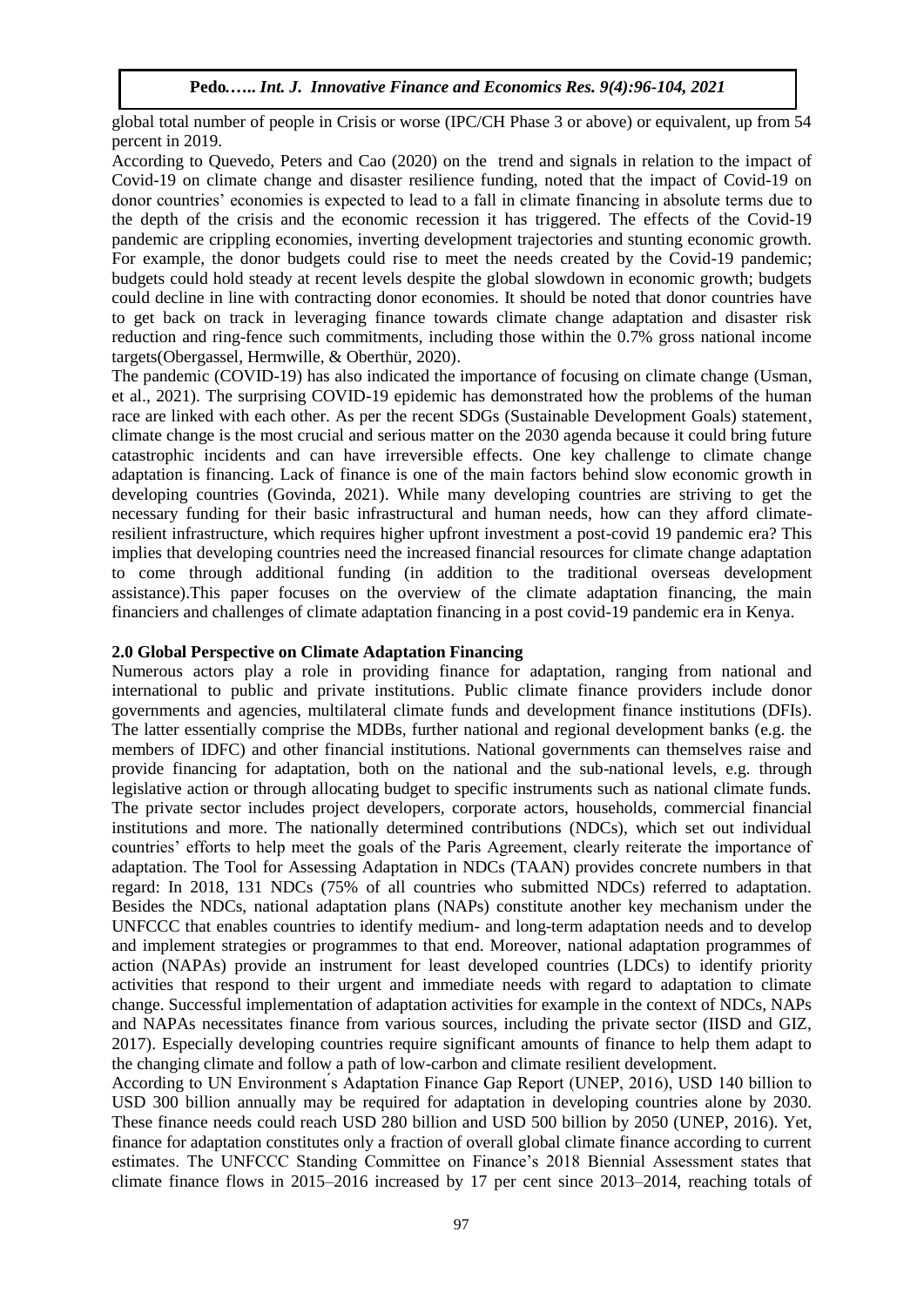global total number of people in Crisis or worse (IPC/CH Phase 3 or above) or equivalent, up from 54 percent in 2019.

According to Quevedo, Peters and Cao (2020) on the trend and signals in relation to the impact of Covid-19 on climate change and disaster resilience funding, noted that the impact of Covid-19 on donor countries' economies is expected to lead to a fall in climate financing in absolute terms due to the depth of the crisis and the economic recession it has triggered. The effects of the Covid-19 pandemic are crippling economies, inverting development trajectories and stunting economic growth. For example, the donor budgets could rise to meet the needs created by the Covid-19 pandemic; budgets could hold steady at recent levels despite the global slowdown in economic growth; budgets could decline in line with contracting donor economies. It should be noted that donor countries have to get back on track in leveraging finance towards climate change adaptation and disaster risk reduction and ring-fence such commitments, including those within the 0.7% gross national income targets(Obergassel, Hermwille, & Oberthür, 2020).

The pandemic (COVID-19) has also indicated the importance of focusing on climate change (Usman, et al., 2021). The surprising COVID-19 epidemic has demonstrated how the problems of the human race are linked with each other. As per the recent SDGs (Sustainable Development Goals) statement, climate change is the most crucial and serious matter on the 2030 agenda because it could bring future catastrophic incidents and can have irreversible effects. One key challenge to climate change adaptation is financing. Lack of finance is one of the main factors behind slow economic growth in developing countries (Govinda, 2021). While many developing countries are striving to get the necessary funding for their basic infrastructural and human needs, how can they afford climate-resilient infrastructure, which requires higher upfront investment a post-covid 19 pandemic era? This implies that developing countries need the increased financial resources for climate change adaptation to come through additional funding (in addition to the traditional overseas development assistance).This paper focuses on the overview of the climate adaptation financing, the main financiers and challenges of climate adaptation financing in a post covid-19 pandemic era in Kenya.

## 2.0 Global Perspective on Climate Adaptation Financing

Numerous actors play a role in providing finance for adaptation, ranging from national and international to public and private institutions. Public climate finance providers include donor governments and agencies, multilateral climate funds and development finance institutions (DFIs). The latter essentially comprise the MDBs, further national and regional development banks (e.g. the members of IDFC) and other financial institutions. National governments can themselves raise and provide financing for adaptation, both on the national and the sub-national levels, e.g. through legislative action or through allocating budget to specific instruments such as national climate funds. The private sector includes project developers, corporate actors, households, commercial financial institutions and more. The nationally determined contributions (NDCs), which set out individual countries' efforts to help meet the goals of the Paris Agreement, clearly reiterate the importance of adaptation. The Tool for Assessing Adaptation in NDCs (TAAN) provides concrete numbers in that regard: In 2018, 131 NDCs (75% of all countries who submitted NDCs) referred to adaptation. Besides the NDCs, national adaptation plans (NAPs) constitute another key mechanism under the UNFCCC that enables countries to identify medium- and long-term adaptation needs and to develop and implement strategies or programmes to that end. Moreover, national adaptation programmes of action (NAPAs) provide an instrument for least developed countries (LDCs) to identify priority activities that respond to their urgent and immediate needs with regard to adaptation to climate change. Successful implementation of adaptation activities for example in the context of NDCs, NAPs and NAPAs necessitates finance from various sources, including the private sector (IISD and GIZ, 2017). Especially developing countries require significant amounts of finance to help them adapt to the changing climate and follow a path of low-carbon and climate resilient development.

According to UN Environment´s Adaptation Finance Gap Report (UNEP, 2016), USD 140 billion to USD 300 billion annually may be required for adaptation in developing countries alone by 2030. These finance needs could reach USD 280 billion and USD 500 billion by 2050 (UNEP, 2016). Yet, finance for adaptation constitutes only a fraction of overall global climate finance according to current estimates. The UNFCCC Standing Committee on Finance's 2018 Biennial Assessment states that climate finance flows in 2015–2016 increased by 17 per cent since 2013–2014, reaching totals of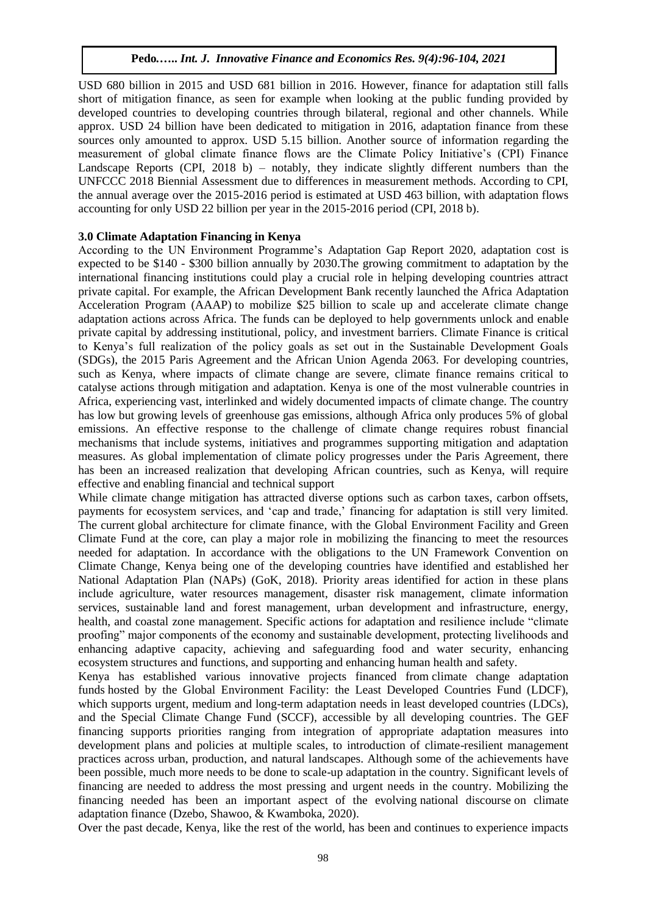USD 680 billion in 2015 and USD 681 billion in 2016. However, finance for adaptation still falls short of mitigation finance, as seen for example when looking at the public funding provided by developed countries to developing countries through bilateral, regional and other channels. While approx. USD 24 billion have been dedicated to mitigation in 2016, adaptation finance from these sources only amounted to approx. USD 5.15 billion. Another source of information regarding the measurement of global climate finance flows are the Climate Policy Initiative's (CPI) Finance Landscape Reports (CPI, 2018 b) – notably, they indicate slightly different numbers than the UNFCCC 2018 Biennial Assessment due to differences in measurement methods. According to CPI, the annual average over the 2015-2016 period is estimated at USD 463 billion, with adaptation flows accounting for only USD 22 billion per year in the 2015-2016 period (CPI, 2018 b).

## 3.0 Climate Adaptation Financing in Kenya

According to the UN Environment Programme's Adaptation Gap Report 2020, adaptation cost is expected to be $140 - $300 billion annually by 2030.The growing commitment to adaptation by the international financing institutions could play a crucial role in helping developing countries attract private capital. For example, the African Development Bank recently launched the Africa Adaptation Acceleration Program (AAAP) to mobilize $25 billion to scale up and accelerate climate change adaptation actions across Africa. The funds can be deployed to help governments unlock and enable private capital by addressing institutional, policy, and investment barriers. Climate Finance is critical to Kenya's full realization of the policy goals as set out in the Sustainable Development Goals (SDGs), the 2015 Paris Agreement and the African Union Agenda 2063. For developing countries, such as Kenya, where impacts of climate change are severe, climate finance remains critical to catalyse actions through mitigation and adaptation. Kenya is one of the most vulnerable countries in Africa, experiencing vast, interlinked and widely documented impacts of climate change. The country has low but growing levels of greenhouse gas emissions, although Africa only produces 5% of global emissions. An effective response to the challenge of climate change requires robust financial mechanisms that include systems, initiatives and programmes supporting mitigation and adaptation measures. As global implementation of climate policy progresses under the Paris Agreement, there has been an increased realization that developing African countries, such as Kenya, will require effective and enabling financial and technical support

While climate change mitigation has attracted diverse options such as carbon taxes, carbon offsets, payments for ecosystem services, and 'cap and trade,' financing for adaptation is still very limited. The current global architecture for climate finance, with the Global Environment Facility and Green Climate Fund at the core, can play a major role in mobilizing the financing to meet the resources needed for adaptation. In accordance with the obligations to the UN Framework Convention on Climate Change, Kenya being one of the developing countries have identified and established her National Adaptation Plan (NAPs) (GoK, 2018). Priority areas identified for action in these plans include agriculture, water resources management, disaster risk management, climate information services, sustainable land and forest management, urban development and infrastructure, energy, health, and coastal zone management. Specific actions for adaptation and resilience include "climate proofing" major components of the economy and sustainable development, protecting livelihoods and enhancing adaptive capacity, achieving and safeguarding food and water security, enhancing ecosystem structures and functions, and supporting and enhancing human health and safety.

Kenya has established various innovative projects financed from climate change adaptation funds hosted by the Global Environment Facility: the Least Developed Countries Fund (LDCF), which supports urgent, medium and long-term adaptation needs in least developed countries (LDCs), and the Special Climate Change Fund (SCCF), accessible by all developing countries. The GEF financing supports priorities ranging from integration of appropriate adaptation measures into development plans and policies at multiple scales, to introduction of climate-resilient management practices across urban, production, and natural landscapes. Although some of the achievements have been possible, much more needs to be done to scale-up adaptation in the country. Significant levels of financing are needed to address the most pressing and urgent needs in the country. Mobilizing the financing needed has been an important aspect of the evolving national discourse on climate adaptation finance (Dzebo, Shawoo, & Kwamboka, 2020).

Over the past decade, Kenya, like the rest of the world, has been and continues to experience impacts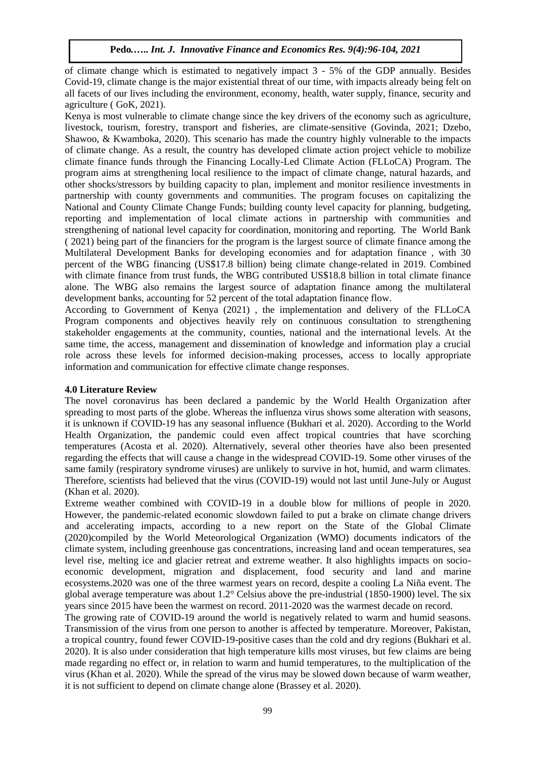of climate change which is estimated to negatively impact 3 - 5% of the GDP annually. Besides Covid-19, climate change is the major existential threat of our time, with impacts already being felt on all facets of our lives including the environment, economy, health, water supply, finance, security and agriculture ( GoK, 2021).

Kenya is most vulnerable to climate change since the key drivers of the economy such as agriculture, livestock, tourism, forestry, transport and fisheries, are climate-sensitive (Govinda, 2021; Dzebo, Shawoo, & Kwamboka, 2020). This scenario has made the country highly vulnerable to the impacts of climate change. As a result, the country has developed climate action project vehicle to mobilize climate finance funds through the Financing Locally-Led Climate Action (FLLoCA) Program. The program aims at strengthening local resilience to the impact of climate change, natural hazards, and other shocks/stressors by building capacity to plan, implement and monitor resilience investments in partnership with county governments and communities. The program focuses on capitalizing the National and County Climate Change Funds; building county level capacity for planning, budgeting, reporting and implementation of local climate actions in partnership with communities and strengthening of national level capacity for coordination, monitoring and reporting. The World Bank ( 2021) being part of the financiers for the program is the largest source of climate finance among the Multilateral Development Banks for developing economies and for adaptation finance , with 30 percent of the WBG financing (US$17.8 billion) being climate change-related in 2019. Combined with climate finance from trust funds, the WBG contributed US$18.8 billion in total climate finance alone. The WBG also remains the largest source of adaptation finance among the multilateral development banks, accounting for 52 percent of the total adaptation finance flow.

According to Government of Kenya (2021) , the implementation and delivery of the FLLoCA Program components and objectives heavily rely on continuous consultation to strengthening stakeholder engagements at the community, counties, national and the international levels. At the same time, the access, management and dissemination of knowledge and information play a crucial role across these levels for informed decision-making processes, access to locally appropriate information and communication for effective climate change responses.

## 4.0 Literature Review

The novel coronavirus has been declared a pandemic by the World Health Organization after spreading to most parts of the globe. Whereas the influenza virus shows some alteration with seasons, it is unknown if COVID-19 has any seasonal influence (Bukhari et al. 2020). According to the World Health Organization, the pandemic could even affect tropical countries that have scorching temperatures (Acosta et al. 2020). Alternatively, several other theories have also been presented regarding the effects that will cause a change in the widespread COVID-19. Some other viruses of the same family (respiratory syndrome viruses) are unlikely to survive in hot, humid, and warm climates. Therefore, scientists had believed that the virus (COVID-19) would not last until June-July or August (Khan et al. 2020).

Extreme weather combined with COVID-19 in a double blow for millions of people in 2020. However, the pandemic-related economic slowdown failed to put a brake on climate change drivers and accelerating impacts, according to a new report on the State of the Global Climate (2020)compiled by the World Meteorological Organization (WMO) documents indicators of the climate system, including greenhouse gas concentrations, increasing land and ocean temperatures, sea level rise, melting ice and glacier retreat and extreme weather. It also highlights impacts on socio-economic development, migration and displacement, food security and land and marine ecosystems.2020 was one of the three warmest years on record, despite a cooling La Niña event. The global average temperature was about 1.2° Celsius above the pre-industrial (1850-1900) level. The six years since 2015 have been the warmest on record. 2011-2020 was the warmest decade on record.

The growing rate of COVID-19 around the world is negatively related to warm and humid seasons. Transmission of the virus from one person to another is affected by temperature. Moreover, Pakistan, a tropical country, found fewer COVID-19-positive cases than the cold and dry regions (Bukhari et al. 2020). It is also under consideration that high temperature kills most viruses, but few claims are being made regarding no effect or, in relation to warm and humid temperatures, to the multiplication of the virus (Khan et al. 2020). While the spread of the virus may be slowed down because of warm weather, it is not sufficient to depend on climate change alone (Brassey et al. 2020).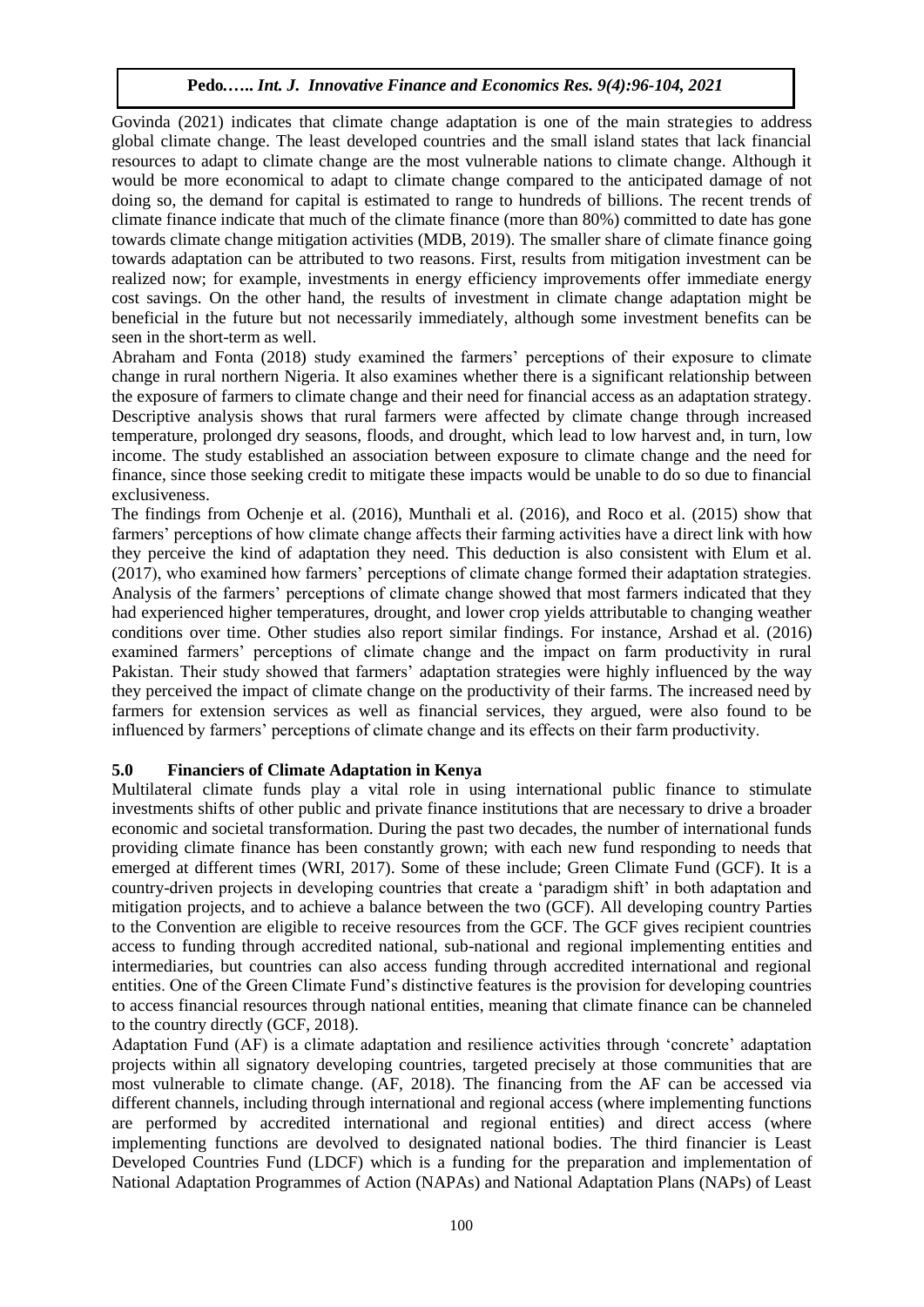Govinda (2021) indicates that climate change adaptation is one of the main strategies to address global climate change. The least developed countries and the small island states that lack financial resources to adapt to climate change are the most vulnerable nations to climate change. Although it would be more economical to adapt to climate change compared to the anticipated damage of not doing so, the demand for capital is estimated to range to hundreds of billions. The recent trends of climate finance indicate that much of the climate finance (more than 80%) committed to date has gone towards climate change mitigation activities (MDB, 2019). The smaller share of climate finance going towards adaptation can be attributed to two reasons. First, results from mitigation investment can be realized now; for example, investments in energy efficiency improvements offer immediate energy cost savings. On the other hand, the results of investment in climate change adaptation might be beneficial in the future but not necessarily immediately, although some investment benefits can be seen in the short-term as well.

Abraham and Fonta (2018) study examined the farmers' perceptions of their exposure to climate change in rural northern Nigeria. It also examines whether there is a significant relationship between the exposure of farmers to climate change and their need for financial access as an adaptation strategy. Descriptive analysis shows that rural farmers were affected by climate change through increased temperature, prolonged dry seasons, floods, and drought, which lead to low harvest and, in turn, low income. The study established an association between exposure to climate change and the need for finance, since those seeking credit to mitigate these impacts would be unable to do so due to financial exclusiveness.

The findings from Ochenje et al. (2016), Munthali et al. (2016), and Roco et al. (2015) show that farmers' perceptions of how climate change affects their farming activities have a direct link with how they perceive the kind of adaptation they need. This deduction is also consistent with Elum et al. (2017), who examined how farmers' perceptions of climate change formed their adaptation strategies. Analysis of the farmers' perceptions of climate change showed that most farmers indicated that they had experienced higher temperatures, drought, and lower crop yields attributable to changing weather conditions over time. Other studies also report similar findings. For instance, Arshad et al. (2016) examined farmers' perceptions of climate change and the impact on farm productivity in rural Pakistan. Their study showed that farmers' adaptation strategies were highly influenced by the way they perceived the impact of climate change on the productivity of their farms. The increased need by farmers for extension services as well as financial services, they argued, were also found to be influenced by farmers' perceptions of climate change and its effects on their farm productivity.

## 5.0 Financiers of Climate Adaptation in Kenya

Multilateral climate funds play a vital role in using international public finance to stimulate investments shifts of other public and private finance institutions that are necessary to drive a broader economic and societal transformation. During the past two decades, the number of international funds providing climate finance has been constantly grown; with each new fund responding to needs that emerged at different times (WRI, 2017). Some of these include; Green Climate Fund (GCF). It is a country-driven projects in developing countries that create a 'paradigm shift' in both adaptation and mitigation projects, and to achieve a balance between the two (GCF). All developing country Parties to the Convention are eligible to receive resources from the GCF. The GCF gives recipient countries access to funding through accredited national, sub-national and regional implementing entities and intermediaries, but countries can also access funding through accredited international and regional entities. One of the Green Climate Fund's distinctive features is the provision for developing countries to access financial resources through national entities, meaning that climate finance can be channeled to the country directly (GCF, 2018).

Adaptation Fund (AF) is a climate adaptation and resilience activities through 'concrete' adaptation projects within all signatory developing countries, targeted precisely at those communities that are most vulnerable to climate change. (AF, 2018). The financing from the AF can be accessed via different channels, including through international and regional access (where implementing functions are performed by accredited international and regional entities) and direct access (where implementing functions are devolved to designated national bodies. The third financier is Least Developed Countries Fund (LDCF) which is a funding for the preparation and implementation of National Adaptation Programmes of Action (NAPAs) and National Adaptation Plans (NAPs) of Least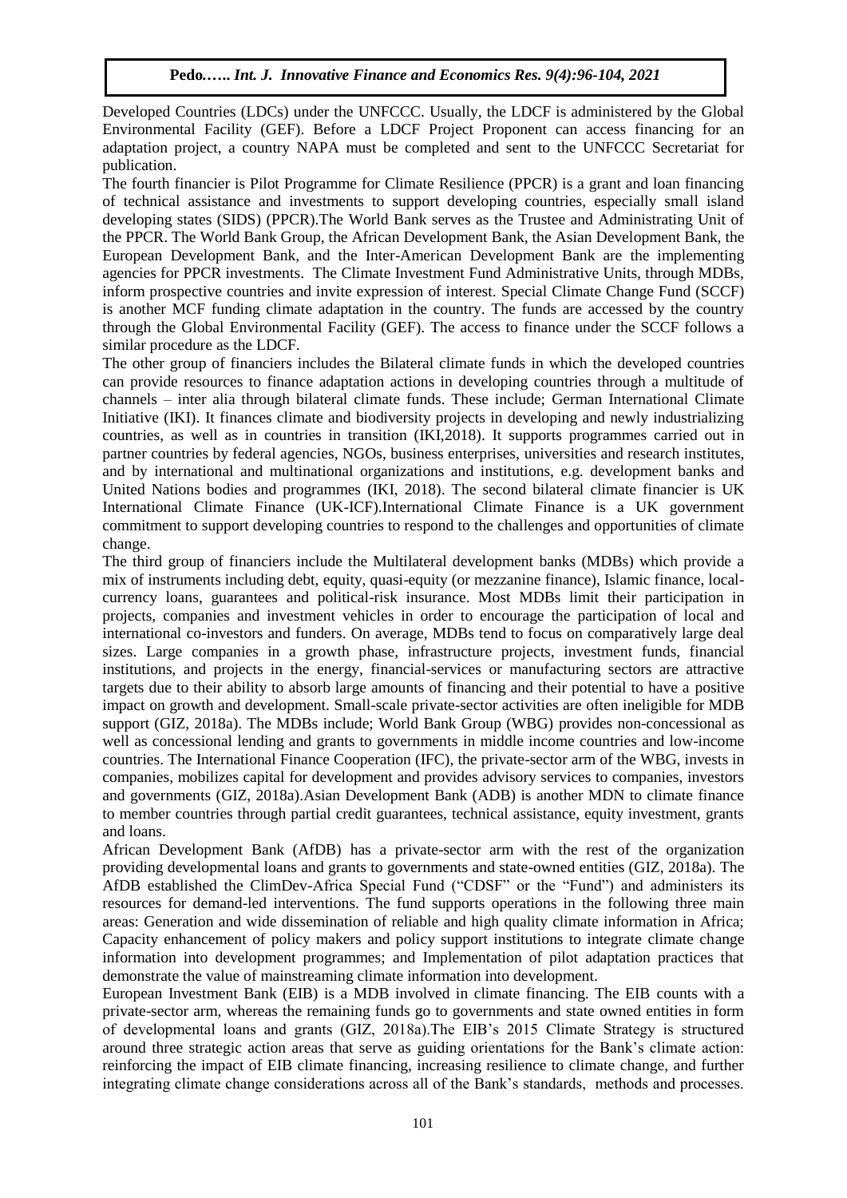Developed Countries (LDCs) under the UNFCCC. Usually, the LDCF is administered by the Global Environmental Facility (GEF). Before a LDCF Project Proponent can access financing for an adaptation project, a country NAPA must be completed and sent to the UNFCCC Secretariat for publication.

The fourth financier is Pilot Programme for Climate Resilience (PPCR) is a grant and loan financing of technical assistance and investments to support developing countries, especially small island developing states (SIDS) (PPCR).The World Bank serves as the Trustee and Administrating Unit of the PPCR. The World Bank Group, the African Development Bank, the Asian Development Bank, the European Development Bank, and the Inter-American Development Bank are the implementing agencies for PPCR investments. The Climate Investment Fund Administrative Units, through MDBs, inform prospective countries and invite expression of interest. Special Climate Change Fund (SCCF) is another MCF funding climate adaptation in the country. The funds are accessed by the country through the Global Environmental Facility (GEF). The access to finance under the SCCF follows a similar procedure as the LDCF.

The other group of financiers includes the Bilateral climate funds in which the developed countries can provide resources to finance adaptation actions in developing countries through a multitude of channels – inter alia through bilateral climate funds. These include; German International Climate Initiative (IKI). It finances climate and biodiversity projects in developing and newly industrializing countries, as well as in countries in transition (IKI,2018). It supports programmes carried out in partner countries by federal agencies, NGOs, business enterprises, universities and research institutes, and by international and multinational organizations and institutions, e.g. development banks and United Nations bodies and programmes (IKI, 2018). The second bilateral climate financier is UK International Climate Finance (UK-ICF).International Climate Finance is a UK government commitment to support developing countries to respond to the challenges and opportunities of climate change.

The third group of financiers include the Multilateral development banks (MDBs) which provide a mix of instruments including debt, equity, quasi-equity (or mezzanine finance), Islamic finance, local-currency loans, guarantees and political-risk insurance. Most MDBs limit their participation in projects, companies and investment vehicles in order to encourage the participation of local and international co-investors and funders. On average, MDBs tend to focus on comparatively large deal sizes. Large companies in a growth phase, infrastructure projects, investment funds, financial institutions, and projects in the energy, financial-services or manufacturing sectors are attractive targets due to their ability to absorb large amounts of financing and their potential to have a positive impact on growth and development. Small-scale private-sector activities are often ineligible for MDB support (GIZ, 2018a). The MDBs include; World Bank Group (WBG) provides non-concessional as well as concessional lending and grants to governments in middle income countries and low-income countries. The International Finance Cooperation (IFC), the private-sector arm of the WBG, invests in companies, mobilizes capital for development and provides advisory services to companies, investors and governments (GIZ, 2018a).Asian Development Bank (ADB) is another MDN to climate finance to member countries through partial credit guarantees, technical assistance, equity investment, grants and loans.

African Development Bank (AfDB) has a private-sector arm with the rest of the organization providing developmental loans and grants to governments and state-owned entities (GIZ, 2018a). The AfDB established the ClimDev-Africa Special Fund ("CDSF" or the "Fund") and administers its resources for demand-led interventions. The fund supports operations in the following three main areas: Generation and wide dissemination of reliable and high quality climate information in Africa; Capacity enhancement of policy makers and policy support institutions to integrate climate change information into development programmes; and Implementation of pilot adaptation practices that demonstrate the value of mainstreaming climate information into development.

European Investment Bank (EIB) is a MDB involved in climate financing. The EIB counts with a private-sector arm, whereas the remaining funds go to governments and state owned entities in form of developmental loans and grants (GIZ, 2018a).The EIB's 2015 Climate Strategy is structured around three strategic action areas that serve as guiding orientations for the Bank's climate action: reinforcing the impact of EIB climate financing, increasing resilience to climate change, and further integrating climate change considerations across all of the Bank's standards, methods and processes.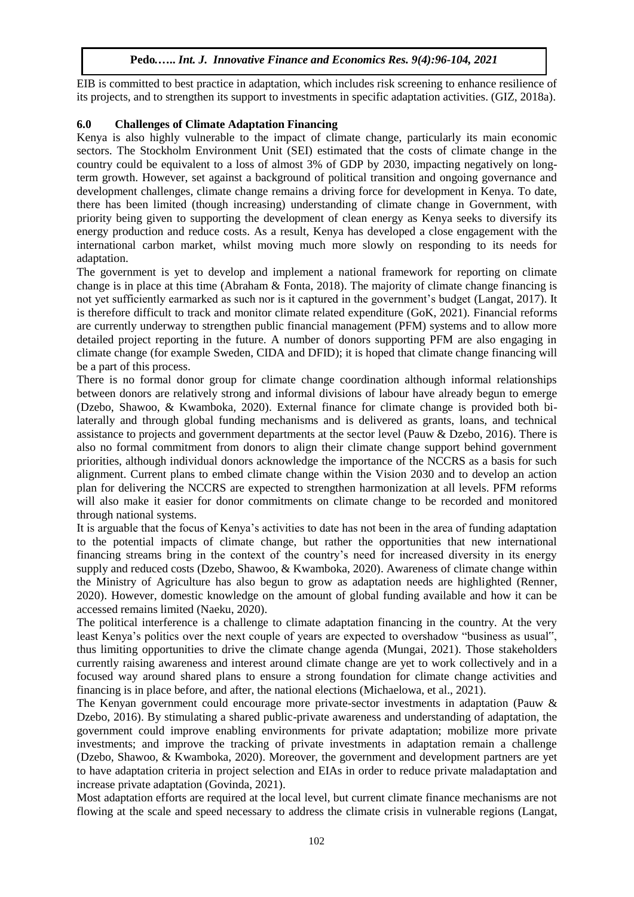EIB is committed to best practice in adaptation, which includes risk screening to enhance resilience of its projects, and to strengthen its support to investments in specific adaptation activities. (GIZ, 2018a).

## 6.0 Challenges of Climate Adaptation Financing

Kenya is also highly vulnerable to the impact of climate change, particularly its main economic sectors. The Stockholm Environment Unit (SEI) estimated that the costs of climate change in the country could be equivalent to a loss of almost 3% of GDP by 2030, impacting negatively on long-term growth. However, set against a background of political transition and ongoing governance and development challenges, climate change remains a driving force for development in Kenya. To date, there has been limited (though increasing) understanding of climate change in Government, with priority being given to supporting the development of clean energy as Kenya seeks to diversify its energy production and reduce costs. As a result, Kenya has developed a close engagement with the international carbon market, whilst moving much more slowly on responding to its needs for adaptation.

The government is yet to develop and implement a national framework for reporting on climate change is in place at this time (Abraham & Fonta, 2018). The majority of climate change financing is not yet sufficiently earmarked as such nor is it captured in the government's budget (Langat, 2017). It is therefore difficult to track and monitor climate related expenditure (GoK, 2021). Financial reforms are currently underway to strengthen public financial management (PFM) systems and to allow more detailed project reporting in the future. A number of donors supporting PFM are also engaging in climate change (for example Sweden, CIDA and DFID); it is hoped that climate change financing will be a part of this process.

There is no formal donor group for climate change coordination although informal relationships between donors are relatively strong and informal divisions of labour have already begun to emerge (Dzebo, Shawoo, & Kwamboka, 2020). External finance for climate change is provided both bi-laterally and through global funding mechanisms and is delivered as grants, loans, and technical assistance to projects and government departments at the sector level (Pauw & Dzebo, 2016). There is also no formal commitment from donors to align their climate change support behind government priorities, although individual donors acknowledge the importance of the NCCRS as a basis for such alignment. Current plans to embed climate change within the Vision 2030 and to develop an action plan for delivering the NCCRS are expected to strengthen harmonization at all levels. PFM reforms will also make it easier for donor commitments on climate change to be recorded and monitored through national systems.

It is arguable that the focus of Kenya's activities to date has not been in the area of funding adaptation to the potential impacts of climate change, but rather the opportunities that new international financing streams bring in the context of the country's need for increased diversity in its energy supply and reduced costs (Dzebo, Shawoo, & Kwamboka, 2020). Awareness of climate change within the Ministry of Agriculture has also begun to grow as adaptation needs are highlighted (Renner, 2020). However, domestic knowledge on the amount of global funding available and how it can be accessed remains limited (Naeku, 2020).

The political interference is a challenge to climate adaptation financing in the country. At the very least Kenya's politics over the next couple of years are expected to overshadow "business as usual", thus limiting opportunities to drive the climate change agenda (Mungai, 2021). Those stakeholders currently raising awareness and interest around climate change are yet to work collectively and in a focused way around shared plans to ensure a strong foundation for climate change activities and financing is in place before, and after, the national elections (Michaelowa, et al., 2021).

The Kenyan government could encourage more private-sector investments in adaptation (Pauw & Dzebo, 2016). By stimulating a shared public-private awareness and understanding of adaptation, the government could improve enabling environments for private adaptation; mobilize more private investments; and improve the tracking of private investments in adaptation remain a challenge (Dzebo, Shawoo, & Kwamboka, 2020). Moreover, the government and development partners are yet to have adaptation criteria in project selection and EIAs in order to reduce private maladaptation and increase private adaptation (Govinda, 2021).

Most adaptation efforts are required at the local level, but current climate finance mechanisms are not flowing at the scale and speed necessary to address the climate crisis in vulnerable regions (Langat,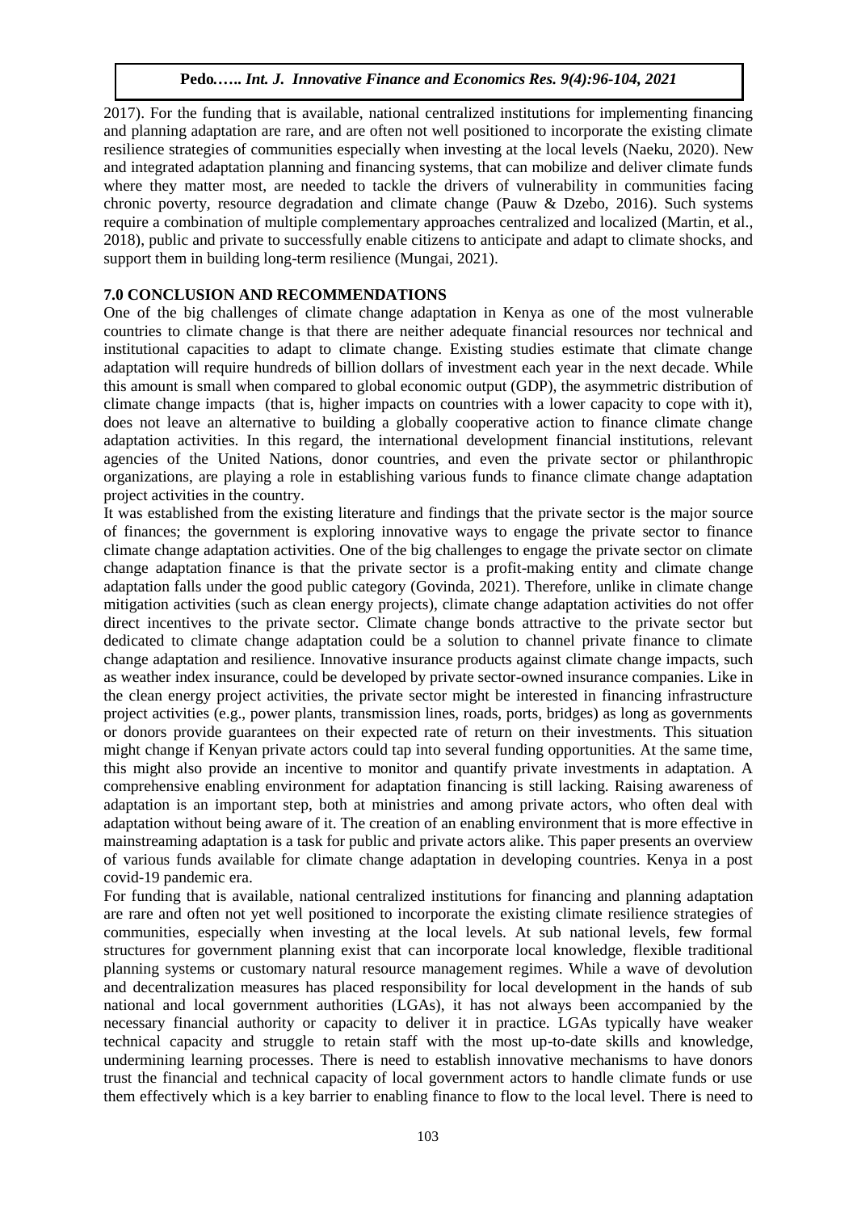2017). For the funding that is available, national centralized institutions for implementing financing and planning adaptation are rare, and are often not well positioned to incorporate the existing climate resilience strategies of communities especially when investing at the local levels (Naeku, 2020). New and integrated adaptation planning and financing systems, that can mobilize and deliver climate funds where they matter most, are needed to tackle the drivers of vulnerability in communities facing chronic poverty, resource degradation and climate change (Pauw & Dzebo, 2016). Such systems require a combination of multiple complementary approaches centralized and localized (Martin, et al., 2018), public and private to successfully enable citizens to anticipate and adapt to climate shocks, and support them in building long-term resilience (Mungai, 2021).

## 7.0 CONCLUSION AND RECOMMENDATIONS

One of the big challenges of climate change adaptation in Kenya as one of the most vulnerable countries to climate change is that there are neither adequate financial resources nor technical and institutional capacities to adapt to climate change. Existing studies estimate that climate change adaptation will require hundreds of billion dollars of investment each year in the next decade. While this amount is small when compared to global economic output (GDP), the asymmetric distribution of climate change impacts (that is, higher impacts on countries with a lower capacity to cope with it), does not leave an alternative to building a globally cooperative action to finance climate change adaptation activities. In this regard, the international development financial institutions, relevant agencies of the United Nations, donor countries, and even the private sector or philanthropic organizations, are playing a role in establishing various funds to finance climate change adaptation project activities in the country.

It was established from the existing literature and findings that the private sector is the major source of finances; the government is exploring innovative ways to engage the private sector to finance climate change adaptation activities. One of the big challenges to engage the private sector on climate change adaptation finance is that the private sector is a profit-making entity and climate change adaptation falls under the good public category (Govinda, 2021). Therefore, unlike in climate change mitigation activities (such as clean energy projects), climate change adaptation activities do not offer direct incentives to the private sector. Climate change bonds attractive to the private sector but dedicated to climate change adaptation could be a solution to channel private finance to climate change adaptation and resilience. Innovative insurance products against climate change impacts, such as weather index insurance, could be developed by private sector-owned insurance companies. Like in the clean energy project activities, the private sector might be interested in financing infrastructure project activities (e.g., power plants, transmission lines, roads, ports, bridges) as long as governments or donors provide guarantees on their expected rate of return on their investments. This situation might change if Kenyan private actors could tap into several funding opportunities. At the same time, this might also provide an incentive to monitor and quantify private investments in adaptation. A comprehensive enabling environment for adaptation financing is still lacking. Raising awareness of adaptation is an important step, both at ministries and among private actors, who often deal with adaptation without being aware of it. The creation of an enabling environment that is more effective in mainstreaming adaptation is a task for public and private actors alike. This paper presents an overview of various funds available for climate change adaptation in developing countries. Kenya in a post covid-19 pandemic era.

For funding that is available, national centralized institutions for financing and planning adaptation are rare and often not yet well positioned to incorporate the existing climate resilience strategies of communities, especially when investing at the local levels. At sub national levels, few formal structures for government planning exist that can incorporate local knowledge, flexible traditional planning systems or customary natural resource management regimes. While a wave of devolution and decentralization measures has placed responsibility for local development in the hands of sub national and local government authorities (LGAs), it has not always been accompanied by the necessary financial authority or capacity to deliver it in practice. LGAs typically have weaker technical capacity and struggle to retain staff with the most up-to-date skills and knowledge, undermining learning processes. There is need to establish innovative mechanisms to have donors trust the financial and technical capacity of local government actors to handle climate funds or use them effectively which is a key barrier to enabling finance to flow to the local level. There is need to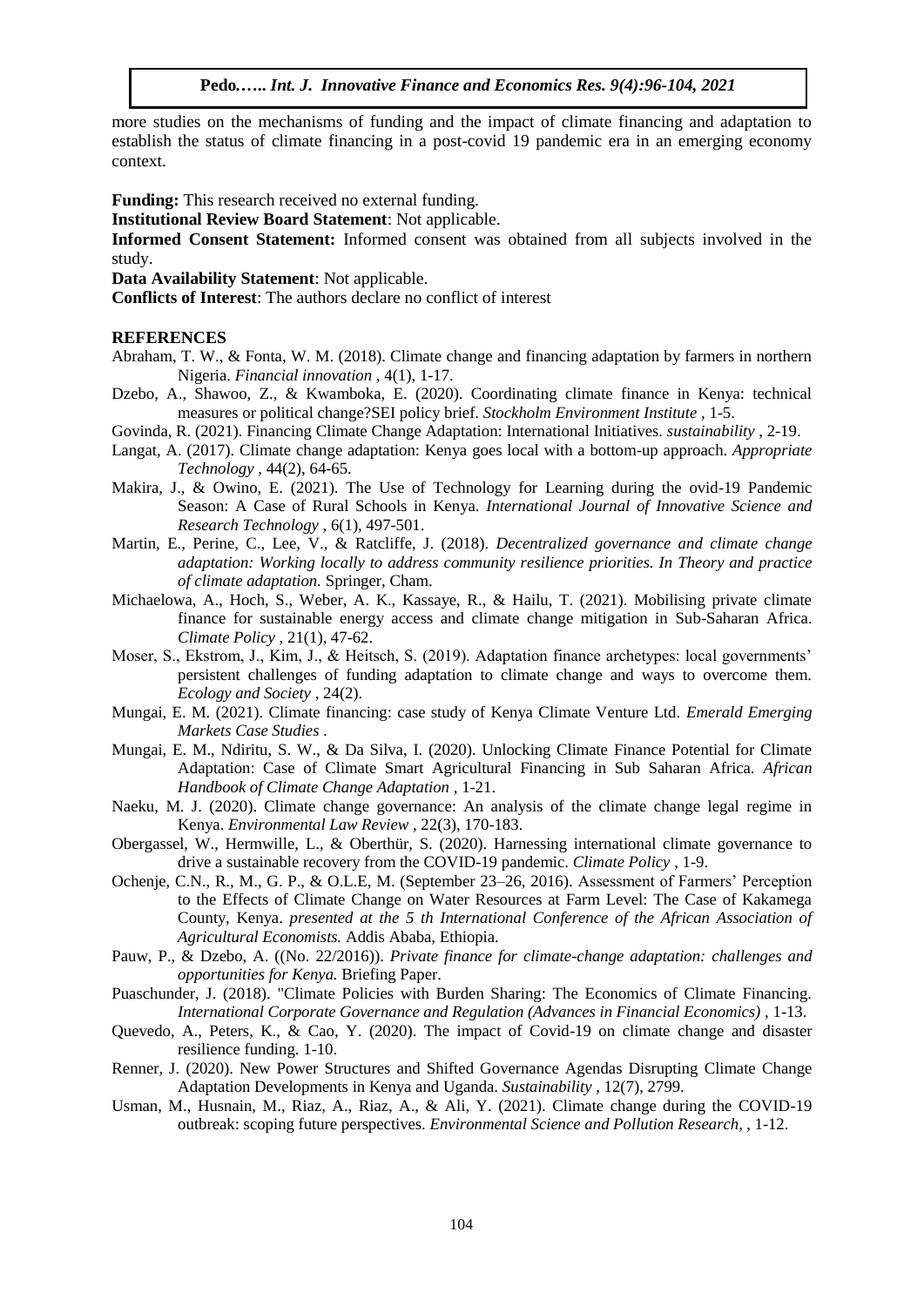more studies on the mechanisms of funding and the impact of climate financing and adaptation to establish the status of climate financing in a post-covid 19 pandemic era in an emerging economy context.

**Funding:** This research received no external funding.

**Institutional Review Board Statement**: Not applicable.

**Informed Consent Statement:** Informed consent was obtained from all subjects involved in the study.

**Data Availability Statement**: Not applicable.

**Conflicts of Interest**: The authors declare no conflict of interest

## REFERENCES

Abraham, T. W., & Fonta, W. M. (2018). Climate change and financing adaptation by farmers in northern Nigeria. *Financial innovation* , 4(1), 1-17.

Dzebo, A., Shawoo, Z., & Kwamboka, E. (2020). Coordinating climate finance in Kenya: technical measures or political change?SEI policy brief. *Stockholm Environment Institute* , 1-5.

Govinda, R. (2021). Financing Climate Change Adaptation: International Initiatives. *sustainability* , 2-19.

Langat, A. (2017). Climate change adaptation: Kenya goes local with a bottom-up approach. *Appropriate Technology* , 44(2), 64-65.

Makira, J., & Owino, E. (2021). The Use of Technology for Learning during the ovid-19 Pandemic Season: A Case of Rural Schools in Kenya. *International Journal of Innovative Science and Research Technology* , 6(1), 497-501.

Martin, E., Perine, C., Lee, V., & Ratcliffe, J. (2018). *Decentralized governance and climate change adaptation: Working locally to address community resilience priorities. In Theory and practice of climate adaptation.* Springer, Cham.

Michaelowa, A., Hoch, S., Weber, A. K., Kassaye, R., & Hailu, T. (2021). Mobilising private climate finance for sustainable energy access and climate change mitigation in Sub-Saharan Africa. *Climate Policy* , 21(1), 47-62.

Moser, S., Ekstrom, J., Kim, J., & Heitsch, S. (2019). Adaptation finance archetypes: local governments' persistent challenges of funding adaptation to climate change and ways to overcome them. *Ecology and Society* , 24(2).

Mungai, E. M. (2021). Climate financing: case study of Kenya Climate Venture Ltd. *Emerald Emerging Markets Case Studies* .

Mungai, E. M., Ndiritu, S. W., & Da Silva, I. (2020). Unlocking Climate Finance Potential for Climate Adaptation: Case of Climate Smart Agricultural Financing in Sub Saharan Africa. *African Handbook of Climate Change Adaptation* , 1-21.

Naeku, M. J. (2020). Climate change governance: An analysis of the climate change legal regime in Kenya. *Environmental Law Review* , 22(3), 170-183.

Obergassel, W., Hermwille, L., & Oberthür, S. (2020). Harnessing international climate governance to drive a sustainable recovery from the COVID-19 pandemic. *Climate Policy* , 1-9.

Ochenje, C.N., R., M., G. P., & O.L.E, M. (September 23–26, 2016). Assessment of Farmers' Perception to the Effects of Climate Change on Water Resources at Farm Level: The Case of Kakamega County, Kenya. *presented at the 5 th International Conference of the African Association of Agricultural Economists.* Addis Ababa, Ethiopia.

Pauw, P., & Dzebo, A. ((No. 22/2016)). *Private finance for climate-change adaptation: challenges and opportunities for Kenya.* Briefing Paper.

Puaschunder, J. (2018). "Climate Policies with Burden Sharing: The Economics of Climate Financing. *International Corporate Governance and Regulation (Advances in Financial Economics)* , 1-13.

Quevedo, A., Peters, K., & Cao, Y. (2020). The impact of Covid-19 on climate change and disaster resilience funding. 1-10.

Renner, J. (2020). New Power Structures and Shifted Governance Agendas Disrupting Climate Change Adaptation Developments in Kenya and Uganda. *Sustainability* , 12(7), 2799.

Usman, M., Husnain, M., Riaz, A., Riaz, A., & Ali, Y. (2021). Climate change during the COVID-19 outbreak: scoping future perspectives. *Environmental Science and Pollution Research,* , 1-12.